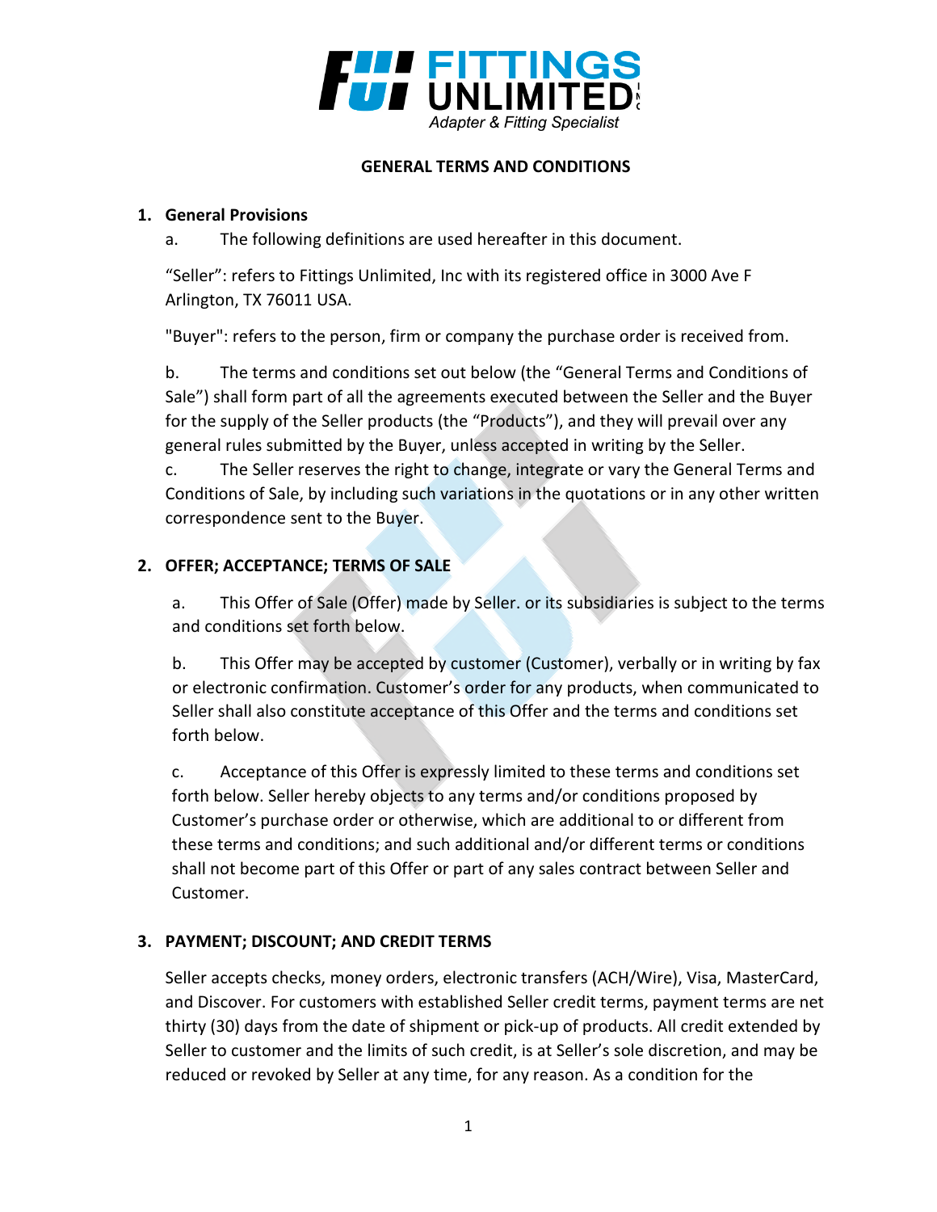FITTINGS UNLIMITED

*Adapter & Fitting Specialist*

**GENERAL TERMS AND CONDITIONS**

## 1. General Provisions

a. The following definitions are used hereafter in this document.

"Seller": refers to Fittings Unlimited, Inc with its registered office in 3000 Ave F Arlington, TX 76011 USA.

"Buyer": refers to the person, firm or company the purchase order is received from.

b. The terms and conditions set out below (the "General Terms and Conditions of Sale") shall form part of all the agreements executed between the Seller and the Buyer for the supply of the Seller products (the "Products"), and they will prevail over any general rules submitted by the Buyer, unless accepted in writing by the Seller.

c. The Seller reserves the right to change, integrate or vary the General Terms and Conditions of Sale, by including such variations in the quotations or in any other written correspondence sent to the Buyer.

## 2. OFFER; ACCEPTANCE; TERMS OF SALE

a. This Offer of Sale (Offer) made by Seller. or its subsidiaries is subject to the terms and conditions set forth below.

b. This Offer may be accepted by customer (Customer), verbally or in writing by fax or electronic confirmation. Customer's order for any products, when communicated to Seller shall also constitute acceptance of this Offer and the terms and conditions set forth below.

c. Acceptance of this Offer is expressly limited to these terms and conditions set forth below. Seller hereby objects to any terms and/or conditions proposed by Customer's purchase order or otherwise, which are additional to or different from these terms and conditions; and such additional and/or different terms or conditions shall not become part of this Offer or part of any sales contract between Seller and Customer.

## 3. PAYMENT; DISCOUNT; AND CREDIT TERMS

Seller accepts checks, money orders, electronic transfers (ACH/Wire), Visa, MasterCard, and Discover. For customers with established Seller credit terms, payment terms are net thirty (30) days from the date of shipment or pick-up of products. All credit extended by Seller to customer and the limits of such credit, is at Seller's sole discretion, and may be reduced or revoked by Seller at any time, for any reason. As a condition for the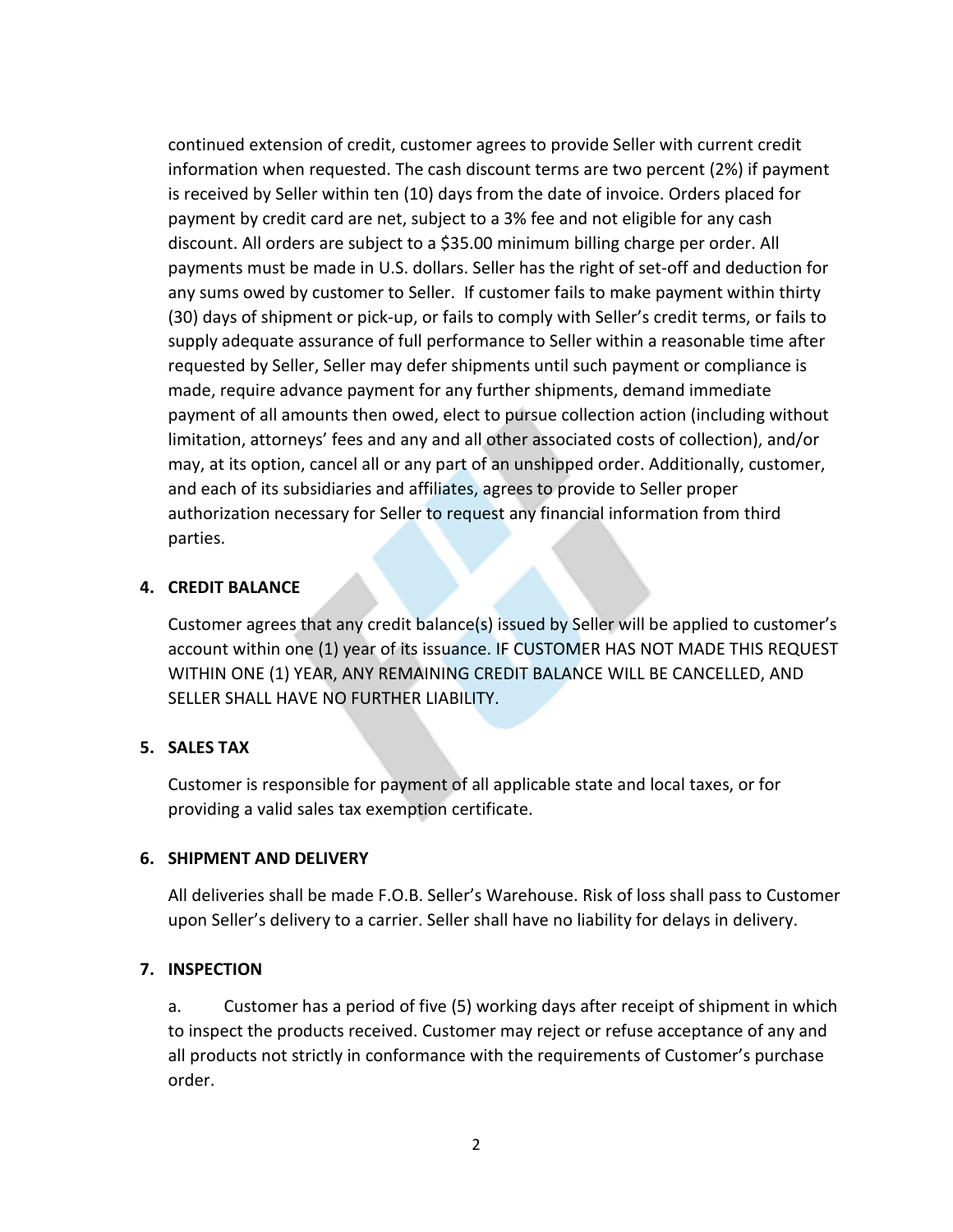continued extension of credit, customer agrees to provide Seller with current credit information when requested. The cash discount terms are two percent (2%) if payment is received by Seller within ten (10) days from the date of invoice. Orders placed for payment by credit card are net, subject to a 3% fee and not eligible for any cash discount. All orders are subject to a $35.00 minimum billing charge per order. All payments must be made in U.S. dollars. Seller has the right of set-off and deduction for any sums owed by customer to Seller. If customer fails to make payment within thirty (30) days of shipment or pick-up, or fails to comply with Seller's credit terms, or fails to supply adequate assurance of full performance to Seller within a reasonable time after requested by Seller, Seller may defer shipments until such payment or compliance is made, require advance payment for any further shipments, demand immediate payment of all amounts then owed, elect to pursue collection action (including without limitation, attorneys' fees and any and all other associated costs of collection), and/or may, at its option, cancel all or any part of an unshipped order. Additionally, customer, and each of its subsidiaries and affiliates, agrees to provide to Seller proper authorization necessary for Seller to request any financial information from third parties.

**4. CREDIT BALANCE**

Customer agrees that any credit balance(s) issued by Seller will be applied to customer's account within one (1) year of its issuance. IF CUSTOMER HAS NOT MADE THIS REQUEST WITHIN ONE (1) YEAR, ANY REMAINING CREDIT BALANCE WILL BE CANCELLED, AND SELLER SHALL HAVE NO FURTHER LIABILITY.

**5. SALES TAX**

Customer is responsible for payment of all applicable state and local taxes, or for providing a valid sales tax exemption certificate.

**6. SHIPMENT AND DELIVERY**

All deliveries shall be made F.O.B. Seller's Warehouse. Risk of loss shall pass to Customer upon Seller's delivery to a carrier. Seller shall have no liability for delays in delivery.

**7. INSPECTION**

a. Customer has a period of five (5) working days after receipt of shipment in which to inspect the products received. Customer may reject or refuse acceptance of any and all products not strictly in conformance with the requirements of Customer's purchase order.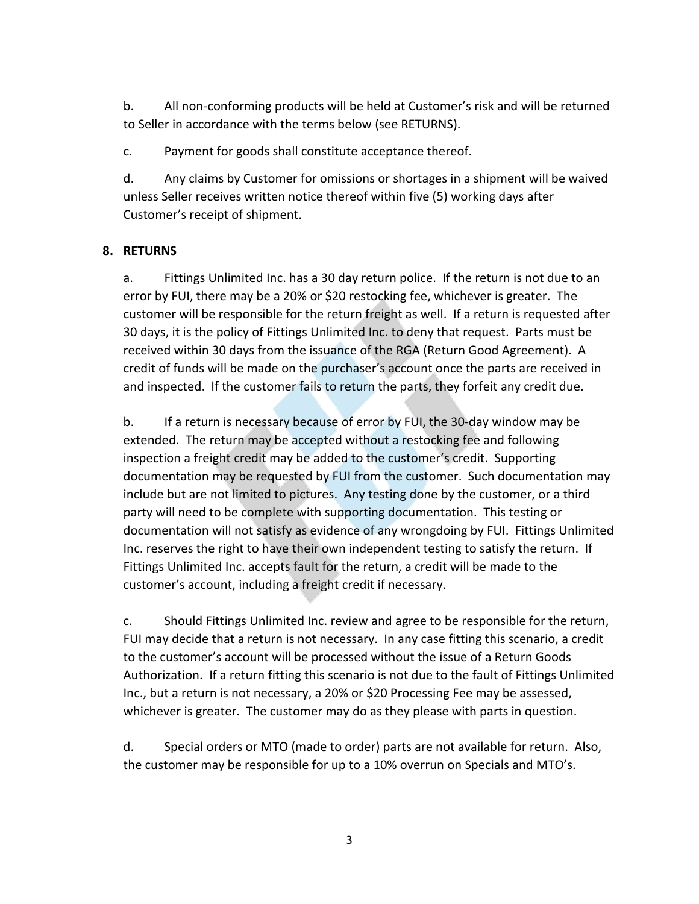b. All non-conforming products will be held at Customer's risk and will be returned to Seller in accordance with the terms below (see RETURNS).

c. Payment for goods shall constitute acceptance thereof.

d. Any claims by Customer for omissions or shortages in a shipment will be waived unless Seller receives written notice thereof within five (5) working days after Customer's receipt of shipment.

## 8. RETURNS

a. Fittings Unlimited Inc. has a 30 day return police. If the return is not due to an error by FUI, there may be a 20% or $20 restocking fee, whichever is greater. The customer will be responsible for the return freight as well. If a return is requested after 30 days, it is the policy of Fittings Unlimited Inc. to deny that request. Parts must be received within 30 days from the issuance of the RGA (Return Good Agreement). A credit of funds will be made on the purchaser's account once the parts are received in and inspected. If the customer fails to return the parts, they forfeit any credit due.

b. If a return is necessary because of error by FUI, the 30-day window may be extended. The return may be accepted without a restocking fee and following inspection a freight credit may be added to the customer's credit. Supporting documentation may be requested by FUI from the customer. Such documentation may include but are not limited to pictures. Any testing done by the customer, or a third party will need to be complete with supporting documentation. This testing or documentation will not satisfy as evidence of any wrongdoing by FUI. Fittings Unlimited Inc. reserves the right to have their own independent testing to satisfy the return. If Fittings Unlimited Inc. accepts fault for the return, a credit will be made to the customer's account, including a freight credit if necessary.

c. Should Fittings Unlimited Inc. review and agree to be responsible for the return, FUI may decide that a return is not necessary. In any case fitting this scenario, a credit to the customer's account will be processed without the issue of a Return Goods Authorization. If a return fitting this scenario is not due to the fault of Fittings Unlimited Inc., but a return is not necessary, a 20% or $20 Processing Fee may be assessed, whichever is greater. The customer may do as they please with parts in question.

d. Special orders or MTO (made to order) parts are not available for return. Also, the customer may be responsible for up to a 10% overrun on Specials and MTO's.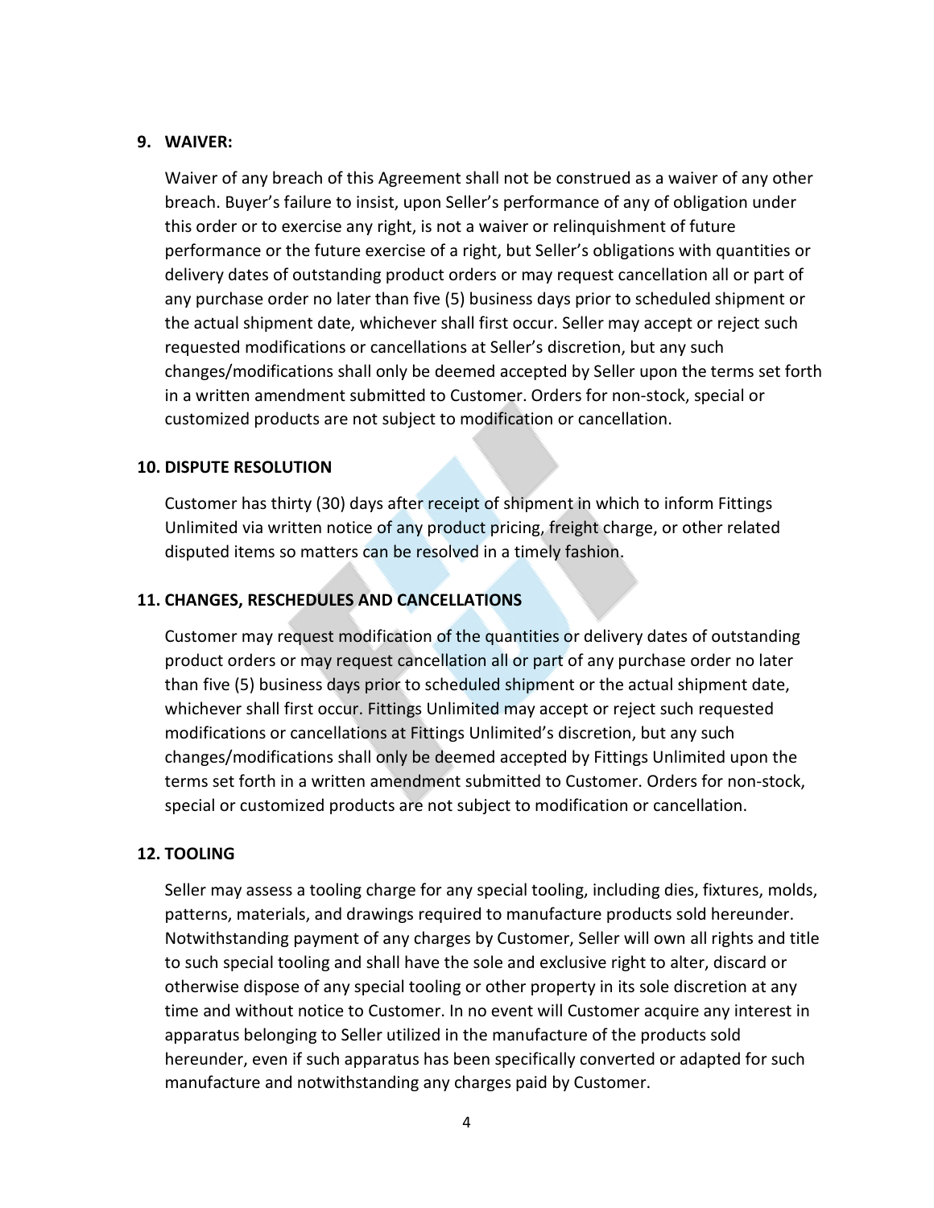## 9. WAIVER:

Waiver of any breach of this Agreement shall not be construed as a waiver of any other breach. Buyer's failure to insist, upon Seller's performance of any of obligation under this order or to exercise any right, is not a waiver or relinquishment of future performance or the future exercise of a right, but Seller's obligations with quantities or delivery dates of outstanding product orders or may request cancellation all or part of any purchase order no later than five (5) business days prior to scheduled shipment or the actual shipment date, whichever shall first occur. Seller may accept or reject such requested modifications or cancellations at Seller's discretion, but any such changes/modifications shall only be deemed accepted by Seller upon the terms set forth in a written amendment submitted to Customer. Orders for non-stock, special or customized products are not subject to modification or cancellation.

## 10. DISPUTE RESOLUTION

Customer has thirty (30) days after receipt of shipment in which to inform Fittings Unlimited via written notice of any product pricing, freight charge, or other related disputed items so matters can be resolved in a timely fashion.

## 11. CHANGES, RESCHEDULES AND CANCELLATIONS

Customer may request modification of the quantities or delivery dates of outstanding product orders or may request cancellation all or part of any purchase order no later than five (5) business days prior to scheduled shipment or the actual shipment date, whichever shall first occur. Fittings Unlimited may accept or reject such requested modifications or cancellations at Fittings Unlimited's discretion, but any such changes/modifications shall only be deemed accepted by Fittings Unlimited upon the terms set forth in a written amendment submitted to Customer. Orders for non-stock, special or customized products are not subject to modification or cancellation.

## 12. TOOLING

Seller may assess a tooling charge for any special tooling, including dies, fixtures, molds, patterns, materials, and drawings required to manufacture products sold hereunder. Notwithstanding payment of any charges by Customer, Seller will own all rights and title to such special tooling and shall have the sole and exclusive right to alter, discard or otherwise dispose of any special tooling or other property in its sole discretion at any time and without notice to Customer. In no event will Customer acquire any interest in apparatus belonging to Seller utilized in the manufacture of the products sold hereunder, even if such apparatus has been specifically converted or adapted for such manufacture and notwithstanding any charges paid by Customer.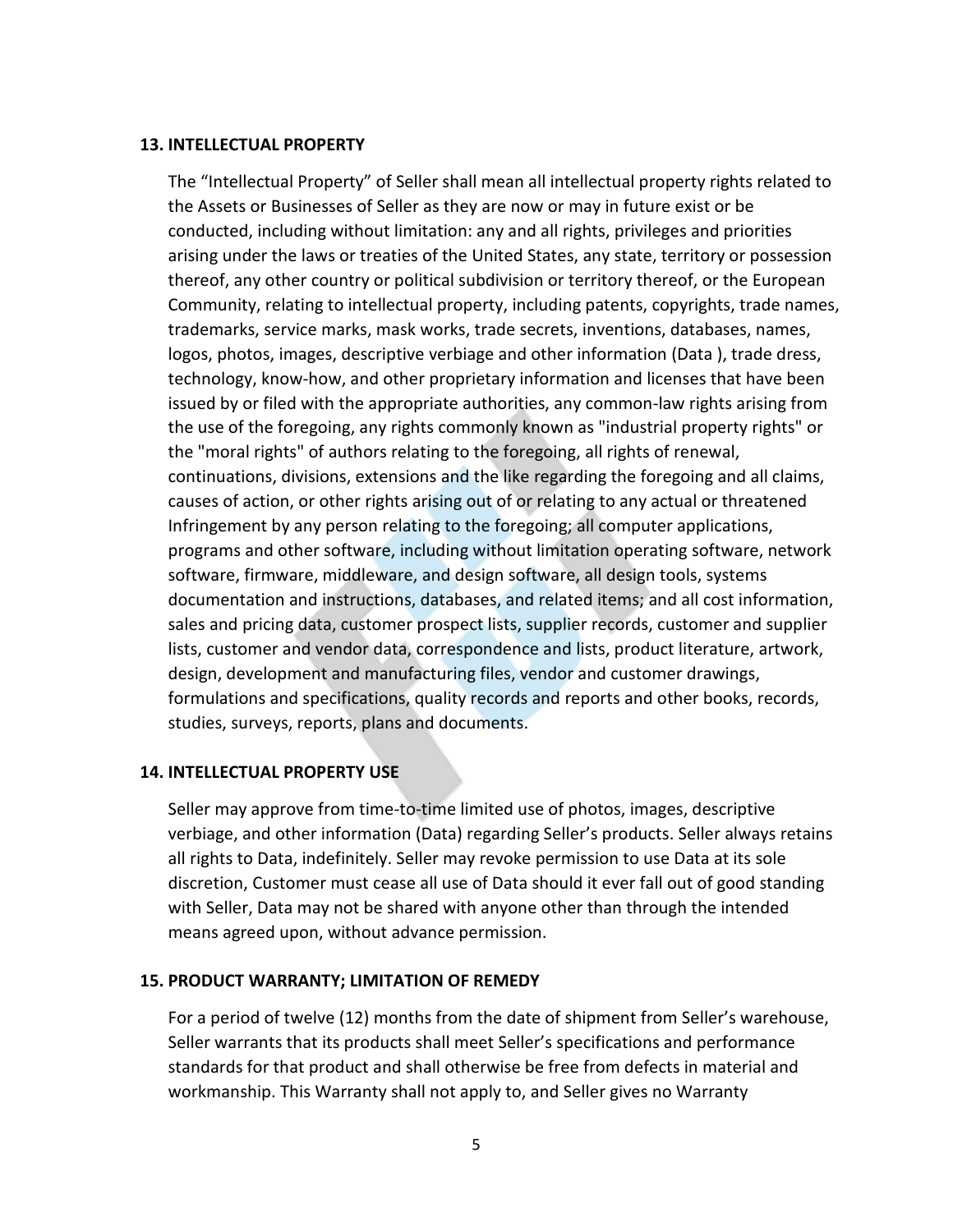**13. INTELLECTUAL PROPERTY**

The “Intellectual Property” of Seller shall mean all intellectual property rights related to the Assets or Businesses of Seller as they are now or may in future exist or be conducted, including without limitation: any and all rights, privileges and priorities arising under the laws or treaties of the United States, any state, territory or possession thereof, any other country or political subdivision or territory thereof, or the European Community, relating to intellectual property, including patents, copyrights, trade names, trademarks, service marks, mask works, trade secrets, inventions, databases, names, logos, photos, images, descriptive verbiage and other information (Data ), trade dress, technology, know-how, and other proprietary information and licenses that have been issued by or filed with the appropriate authorities, any common-law rights arising from the use of the foregoing, any rights commonly known as "industrial property rights" or the "moral rights" of authors relating to the foregoing, all rights of renewal, continuations, divisions, extensions and the like regarding the foregoing and all claims, causes of action, or other rights arising out of or relating to any actual or threatened Infringement by any person relating to the foregoing; all computer applications, programs and other software, including without limitation operating software, network software, firmware, middleware, and design software, all design tools, systems documentation and instructions, databases, and related items; and all cost information, sales and pricing data, customer prospect lists, supplier records, customer and supplier lists, customer and vendor data, correspondence and lists, product literature, artwork, design, development and manufacturing files, vendor and customer drawings, formulations and specifications, quality records and reports and other books, records, studies, surveys, reports, plans and documents.

**14. INTELLECTUAL PROPERTY USE**

Seller may approve from time-to-time limited use of photos, images, descriptive verbiage, and other information (Data) regarding Seller’s products. Seller always retains all rights to Data, indefinitely. Seller may revoke permission to use Data at its sole discretion, Customer must cease all use of Data should it ever fall out of good standing with Seller, Data may not be shared with anyone other than through the intended means agreed upon, without advance permission.

**15. PRODUCT WARRANTY; LIMITATION OF REMEDY**

For a period of twelve (12) months from the date of shipment from Seller’s warehouse, Seller warrants that its products shall meet Seller’s specifications and performance standards for that product and shall otherwise be free from defects in material and workmanship. This Warranty shall not apply to, and Seller gives no Warranty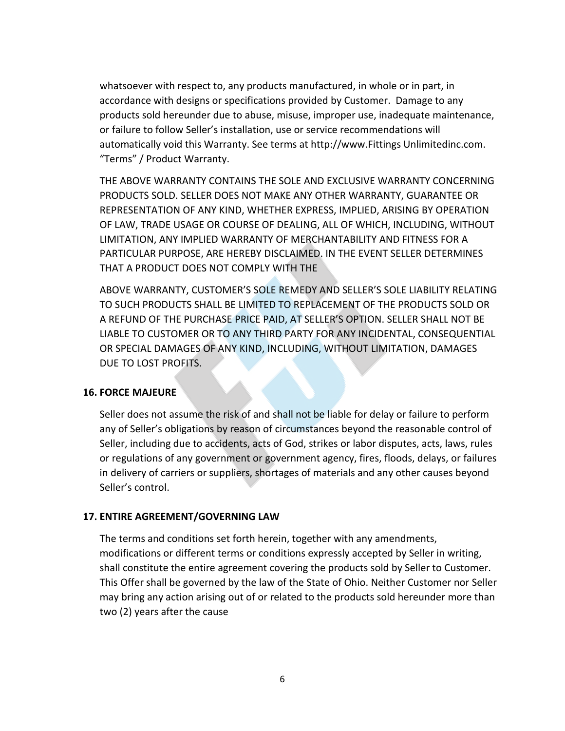whatsoever with respect to, any products manufactured, in whole or in part, in accordance with designs or specifications provided by Customer. Damage to any products sold hereunder due to abuse, misuse, improper use, inadequate maintenance, or failure to follow Seller's installation, use or service recommendations will automatically void this Warranty. See terms at http://www.Fittings Unlimitedinc.com. "Terms" / Product Warranty.

THE ABOVE WARRANTY CONTAINS THE SOLE AND EXCLUSIVE WARRANTY CONCERNING PRODUCTS SOLD. SELLER DOES NOT MAKE ANY OTHER WARRANTY, GUARANTEE OR REPRESENTATION OF ANY KIND, WHETHER EXPRESS, IMPLIED, ARISING BY OPERATION OF LAW, TRADE USAGE OR COURSE OF DEALING, ALL OF WHICH, INCLUDING, WITHOUT LIMITATION, ANY IMPLIED WARRANTY OF MERCHANTABILITY AND FITNESS FOR A PARTICULAR PURPOSE, ARE HEREBY DISCLAIMED. IN THE EVENT SELLER DETERMINES THAT A PRODUCT DOES NOT COMPLY WITH THE

ABOVE WARRANTY, CUSTOMER'S SOLE REMEDY AND SELLER'S SOLE LIABILITY RELATING TO SUCH PRODUCTS SHALL BE LIMITED TO REPLACEMENT OF THE PRODUCTS SOLD OR A REFUND OF THE PURCHASE PRICE PAID, AT SELLER'S OPTION. SELLER SHALL NOT BE LIABLE TO CUSTOMER OR TO ANY THIRD PARTY FOR ANY INCIDENTAL, CONSEQUENTIAL OR SPECIAL DAMAGES OF ANY KIND, INCLUDING, WITHOUT LIMITATION, DAMAGES DUE TO LOST PROFITS.

**16. FORCE MAJEURE**

Seller does not assume the risk of and shall not be liable for delay or failure to perform any of Seller's obligations by reason of circumstances beyond the reasonable control of Seller, including due to accidents, acts of God, strikes or labor disputes, acts, laws, rules or regulations of any government or government agency, fires, floods, delays, or failures in delivery of carriers or suppliers, shortages of materials and any other causes beyond Seller's control.

**17. ENTIRE AGREEMENT/GOVERNING LAW**

The terms and conditions set forth herein, together with any amendments, modifications or different terms or conditions expressly accepted by Seller in writing, shall constitute the entire agreement covering the products sold by Seller to Customer. This Offer shall be governed by the law of the State of Ohio. Neither Customer nor Seller may bring any action arising out of or related to the products sold hereunder more than two (2) years after the cause